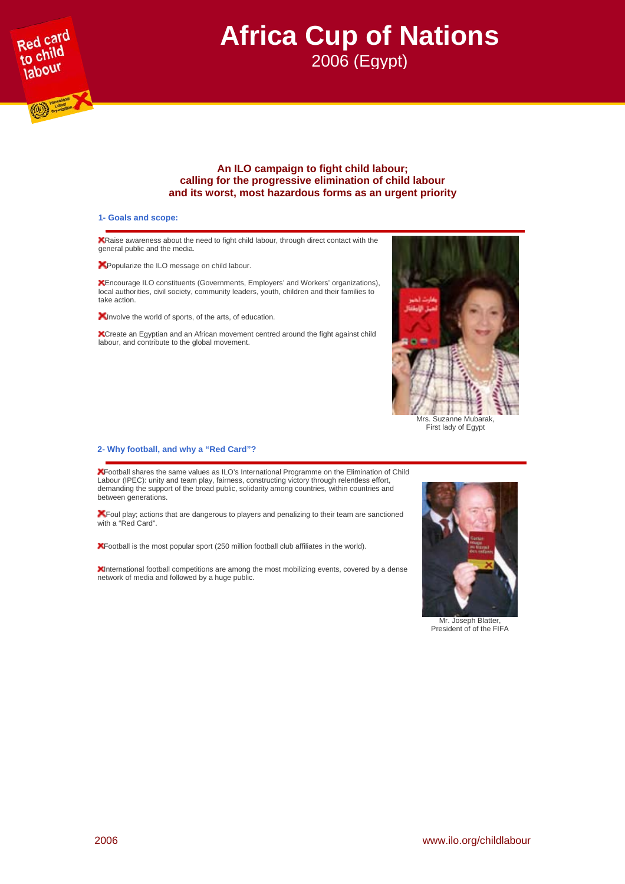# Africa Cup of Nations

## 2006 (Egypt)

**An ILO campaign to fight child labour; calling for the progressive elimination of child labour and its worst, most hazardous forms as an urgent priority**

### 1- Goals and scope:

- Raise awareness about the need to fight child labour, through direct contact with the general public and the media.
- Popularize the ILO message on child labour.
- Encourage ILO constituents (Governments, Employers' and Workers' organizations), local authorities, civil society, community leaders, youth, children and their families to take action.
- Involve the world of sports, of the arts, of education.
- Create an Egyptian and an African movement centred around the fight against child labour, and contribute to the global movement.

Mrs. Suzanne Mubarak, First lady of Egypt

### 2- Why football, and why a "Red Card"?

- Football shares the same values as ILO's International Programme on the Elimination of Child Labour (IPEC): unity and team play, fairness, constructing victory through relentless effort, demanding the support of the broad public, solidarity among countries, within countries and between generations.
- Foul play; actions that are dangerous to players and penalizing to their team are sanctioned with a "Red Card".
- Football is the most popular sport (250 million football club affiliates in the world).
- International football competitions are among the most mobilizing events, covered by a dense network of media and followed by a huge public.

Mr. Joseph Blatter, President of of the FIFA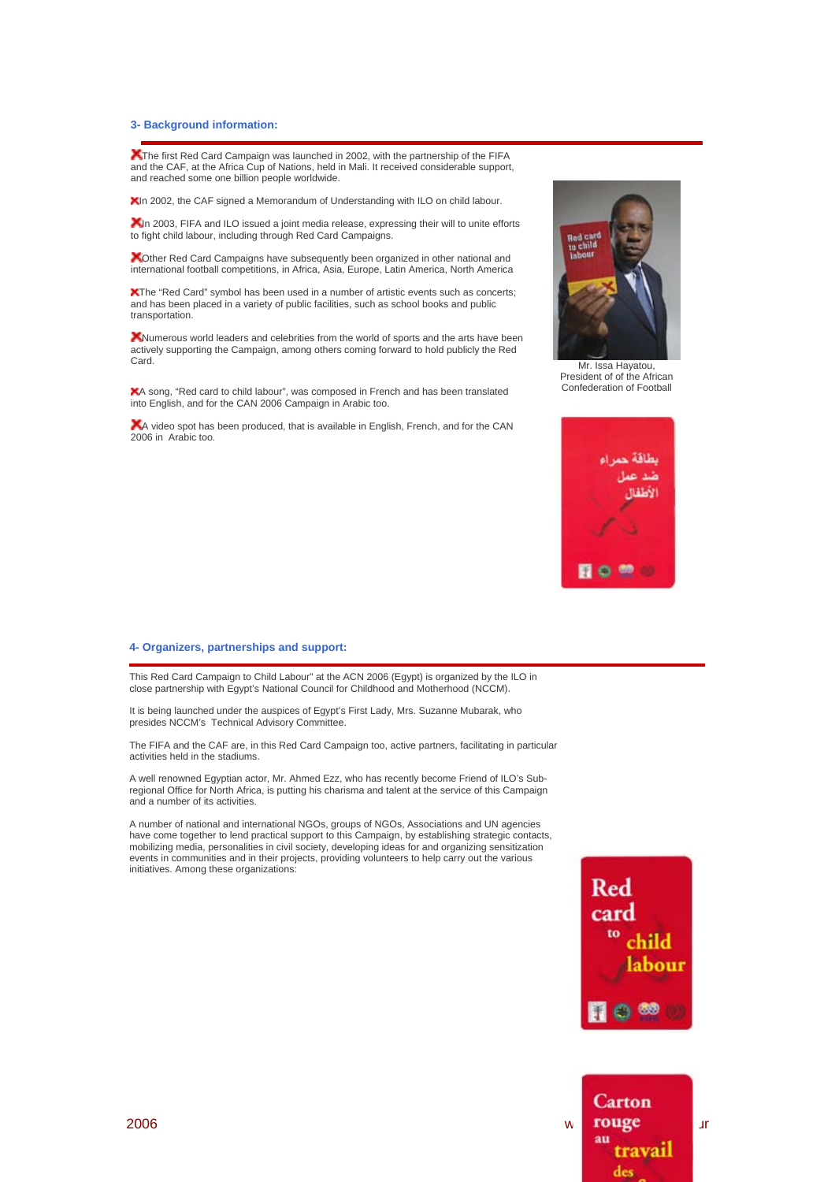### 3- Background information:

- The first Red Card Campaign was launched in 2002, with the partnership of the FIFA and the CAF, at the Africa Cup of Nations, held in Mali. It received considerable support, and reached some one billion people worldwide.
- In 2002, the CAF signed a Memorandum of Understanding with ILO on child labour.
- In 2003, FIFA and ILO issued a joint media release, expressing their will to unite efforts to fight child labour, including through Red Card Campaigns.
- Other Red Card Campaigns have subsequently been organized in other national and international football competitions, in Africa, Asia, Europe, Latin America, North America
- The "Red Card" symbol has been used in a number of artistic events such as concerts; and has been placed in a variety of public facilities, such as school books and public transportation.
- Numerous world leaders and celebrities from the world of sports and the arts have been actively supporting the Campaign, among others coming forward to hold publicly the Red Card.
- A song, "Red card to child labour", was composed in French and has been translated into English, and for the CAN 2006 Campaign in Arabic too.
- A video spot has been produced, that is available in English, French, and for the CAN 2006 in Arabic too.

Mr. Issa Hayatou, President of of the African Confederation of Football

### 4- Organizers, partnerships and support:

This Red Card Campaign to Child Labour" at the ACN 2006 (Egypt) is organized by the ILO in close partnership with Egypt's National Council for Childhood and Motherhood (NCCM).

It is being launched under the auspices of Egypt's First Lady, Mrs. Suzanne Mubarak, who presides NCCM's Technical Advisory Committee.

The FIFA and the CAF are, in this Red Card Campaign too, active partners, facilitating in particular activities held in the stadiums.

A well renowned Egyptian actor, Mr. Ahmed Ezz, who has recently become Friend of ILO's Sub-regional Office for North Africa, is putting his charisma and talent at the service of this Campaign and a number of its activities.

A number of national and international NGOs, groups of NGOs, Associations and UN agencies have come together to lend practical support to this Campaign, by establishing strategic contacts, mobilizing media, personalities in civil society, developing ideas for and organizing sensitization events in communities and in their projects, providing volunteers to help carry out the various initiatives. Among these organizations: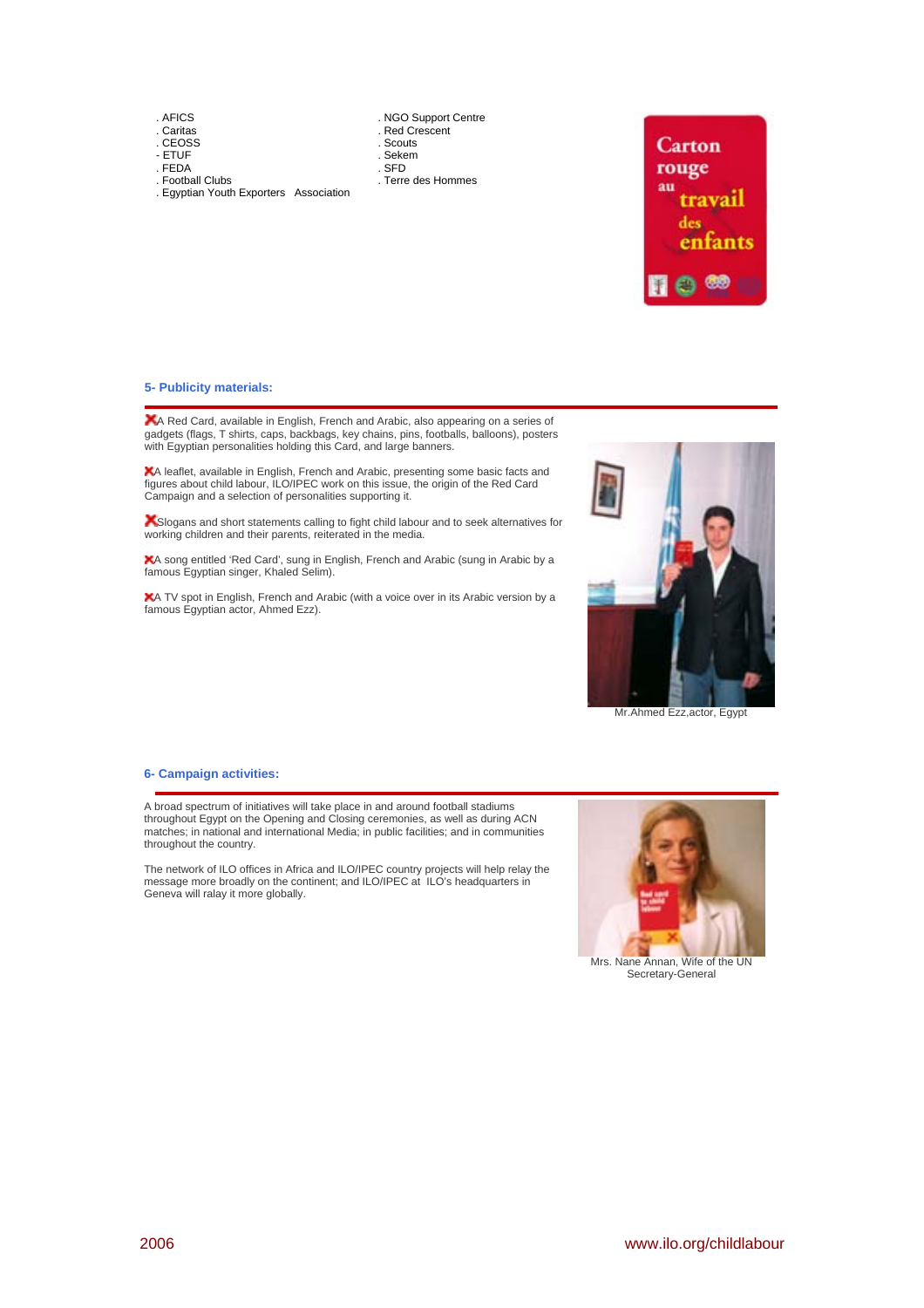. AFICS
. Caritas
. CEOSS
- ETUF
. FEDA
. Football Clubs
. Egyptian Youth Exporters Association

. NGO Support Centre
. Red Crescent
. Scouts
. Sekem
. SFD
. Terre des Hommes

## 5- Publicity materials:

- A Red Card, available in English, French and Arabic, also appearing on a series of gadgets (flags, T shirts, caps, backbags, key chains, pins, footballs, balloons), posters with Egyptian personalities holding this Card, and large banners.
- A leaflet, available in English, French and Arabic, presenting some basic facts and figures about child labour, ILO/IPEC work on this issue, the origin of the Red Card Campaign and a selection of personalities supporting it.
- Slogans and short statements calling to fight child labour and to seek alternatives for working children and their parents, reiterated in the media.
- A song entitled 'Red Card', sung in English, French and Arabic (sung in Arabic by a famous Egyptian singer, Khaled Selim).
- A TV spot in English, French and Arabic (with a voice over in its Arabic version by a famous Egyptian actor, Ahmed Ezz).

Mr.Ahmed Ezz,actor, Egypt

## 6- Campaign activities:

A broad spectrum of initiatives will take place in and around football stadiums throughout Egypt on the Opening and Closing ceremonies, as well as during ACN matches; in national and international Media; in public facilities; and in communities throughout the country.

The network of ILO offices in Africa and ILO/IPEC country projects will help relay the message more broadly on the continent; and ILO/IPEC at ILO's headquarters in Geneva will ralay it more globally.

Mrs. Nane Annan, Wife of the UN Secretary-General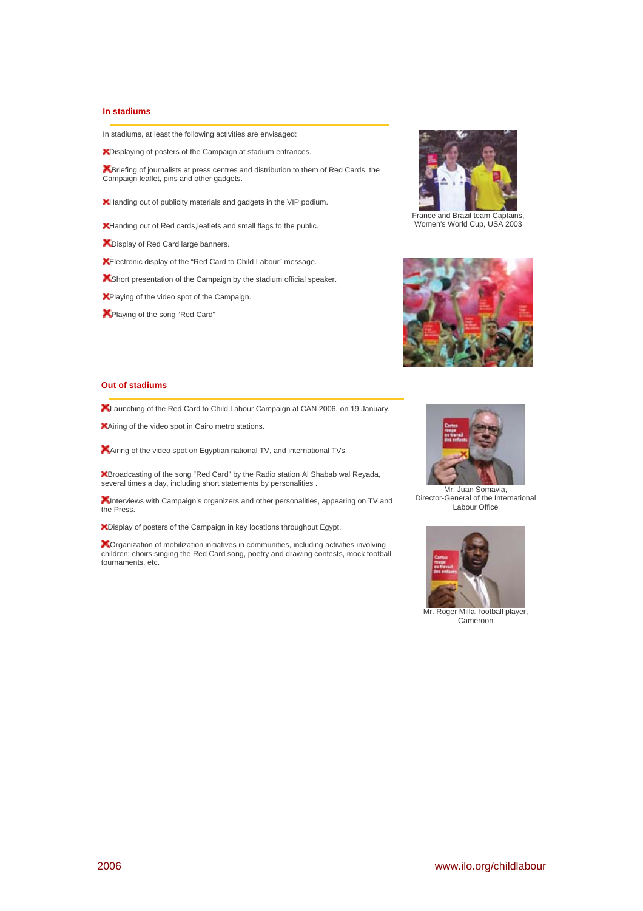## In stadiums

In stadiums, at least the following activities are envisaged:

- Displaying of posters of the Campaign at stadium entrances.
- Briefing of journalists at press centres and distribution to them of Red Cards, the Campaign leaflet, pins and other gadgets.
- Handing out of publicity materials and gadgets in the VIP podium.
- Handing out of Red cards,leaflets and small flags to the public.
- Display of Red Card large banners.
- Electronic display of the "Red Card to Child Labour" message.
- Short presentation of the Campaign by the stadium official speaker.
- Playing of the video spot of the Campaign.
- Playing of the song "Red Card"

France and Brazil team Captains, Women's World Cup, USA 2003

## Out of stadiums

- Launching of the Red Card to Child Labour Campaign at CAN 2006, on 19 January.
- Airing of the video spot in Cairo metro stations.
- Airing of the video spot on Egyptian national TV, and international TVs.
- Broadcasting of the song "Red Card" by the Radio station Al Shabab wal Reyada, several times a day, including short statements by personalities .
- Interviews with Campaign's organizers and other personalities, appearing on TV and the Press.
- Display of posters of the Campaign in key locations throughout Egypt.
- Organization of mobilization initiatives in communities, including activities involving children: choirs singing the Red Card song, poetry and drawing contests, mock football tournaments, etc.

Mr. Juan Somavia, Director-General of the International Labour Office

Mr. Roger Milla, football player, Cameroon

2006 www.ilo.org/childlabour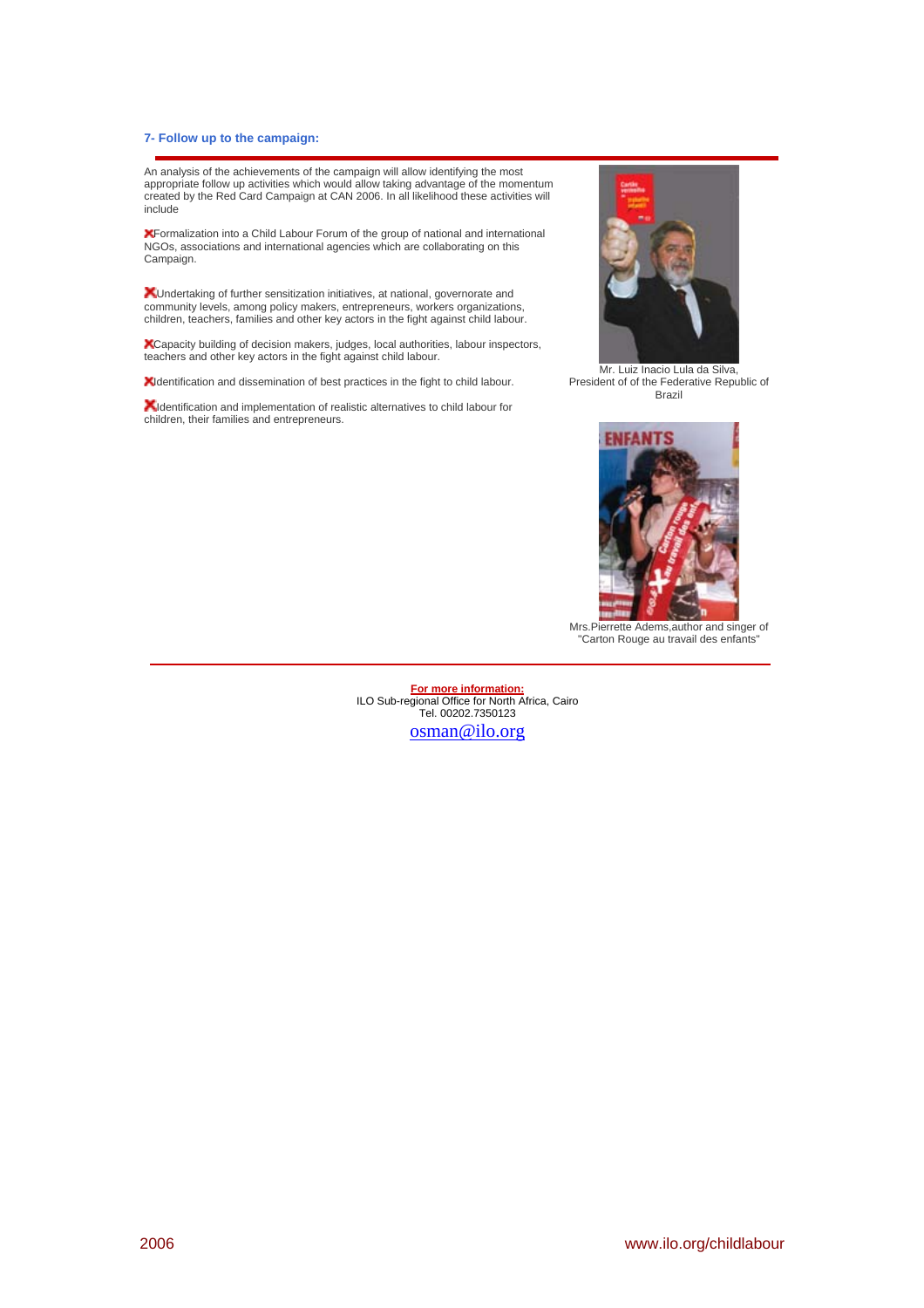## 7- Follow up to the campaign:

An analysis of the achievements of the campaign will allow identifying the most appropriate follow up activities which would allow taking advantage of the momentum created by the Red Card Campaign at CAN 2006. In all likelihood these activities will include

- Formalization into a Child Labour Forum of the group of national and international NGOs, associations and international agencies which are collaborating on this Campaign.
- Undertaking of further sensitization initiatives, at national, governorate and community levels, among policy makers, entrepreneurs, workers organizations, children, teachers, families and other key actors in the fight against child labour.
- Capacity building of decision makers, judges, local authorities, labour inspectors, teachers and other key actors in the fight against child labour.
- Identification and dissemination of best practices in the fight to child labour.
- Identification and implementation of realistic alternatives to child labour for children, their families and entrepreneurs.

Mr. Luiz Inacio Lula da Silva, President of of the Federative Republic of Brazil

Mrs.Pierrette Adems,author and singer of "Carton Rouge au travail des enfants"

**For more information:**
ILO Sub-regional Office for North Africa, Cairo
Tel. 00202.7350123
osman@ilo.org

2006 www.ilo.org/childlabour